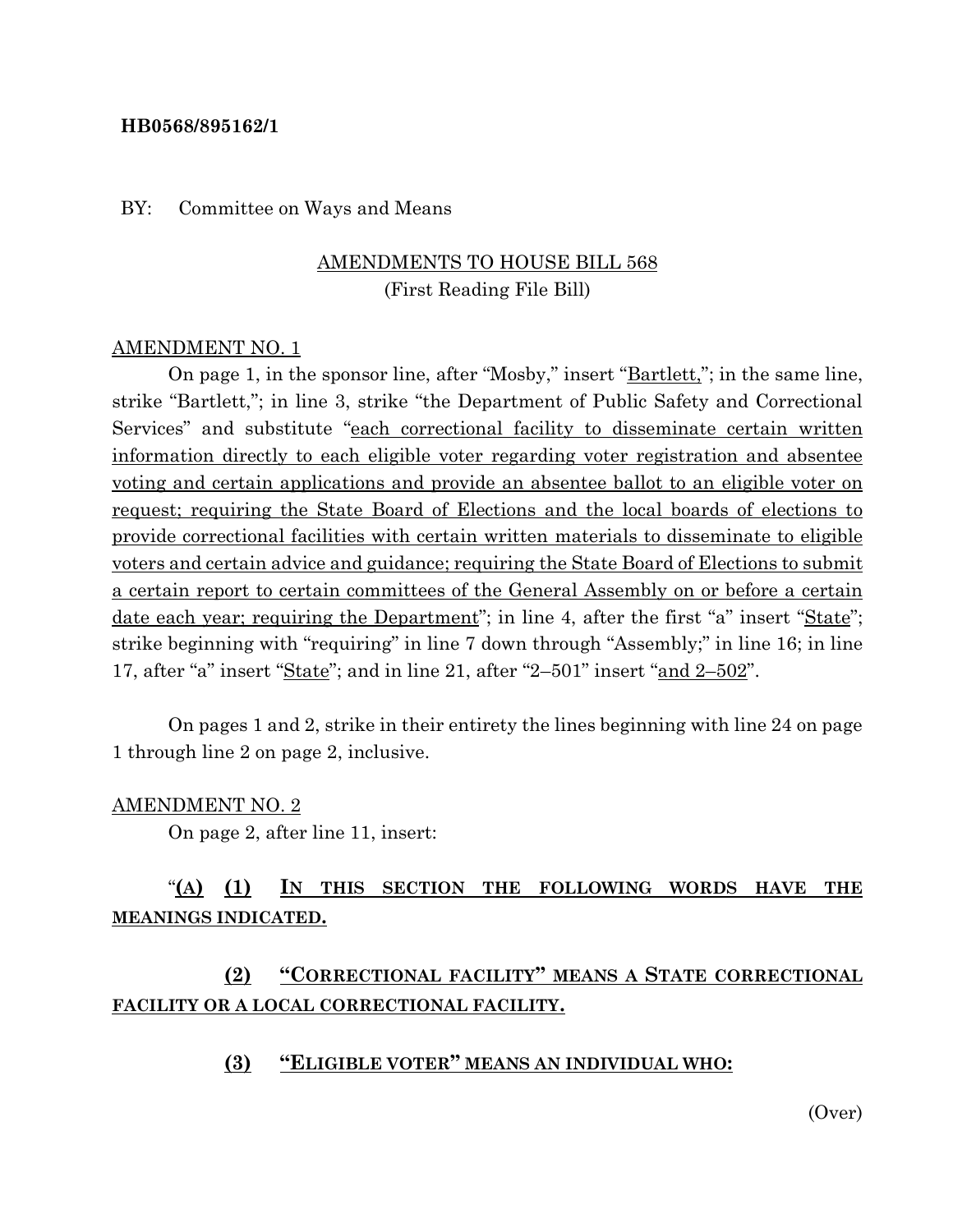**HB0568/895162/1**

BY: Committee on Ways and Means

AMENDMENTS TO HOUSE BILL 568
(First Reading File Bill)

AMENDMENT NO. 1

On page 1, in the sponsor line, after "Mosby," insert "Bartlett,"; in the same line, strike "Bartlett,"; in line 3, strike "the Department of Public Safety and Correctional Services" and substitute "each correctional facility to disseminate certain written information directly to each eligible voter regarding voter registration and absentee voting and certain applications and provide an absentee ballot to an eligible voter on request; requiring the State Board of Elections and the local boards of elections to provide correctional facilities with certain written materials to disseminate to eligible voters and certain advice and guidance; requiring the State Board of Elections to submit a certain report to certain committees of the General Assembly on or before a certain date each year; requiring the Department"; in line 4, after the first "a" insert "State"; strike beginning with "requiring" in line 7 down through "Assembly;" in line 16; in line 17, after "a" insert "State"; and in line 21, after "2–501" insert "and 2–502".

On pages 1 and 2, strike in their entirety the lines beginning with line 24 on page 1 through line 2 on page 2, inclusive.

AMENDMENT NO. 2

On page 2, after line 11, insert:

"**(A) (1) IN THIS SECTION THE FOLLOWING WORDS HAVE THE MEANINGS INDICATED.**

**(2) "CORRECTIONAL FACILITY" MEANS A STATE CORRECTIONAL FACILITY OR A LOCAL CORRECTIONAL FACILITY.**

**(3) "ELIGIBLE VOTER" MEANS AN INDIVIDUAL WHO:**

(Over)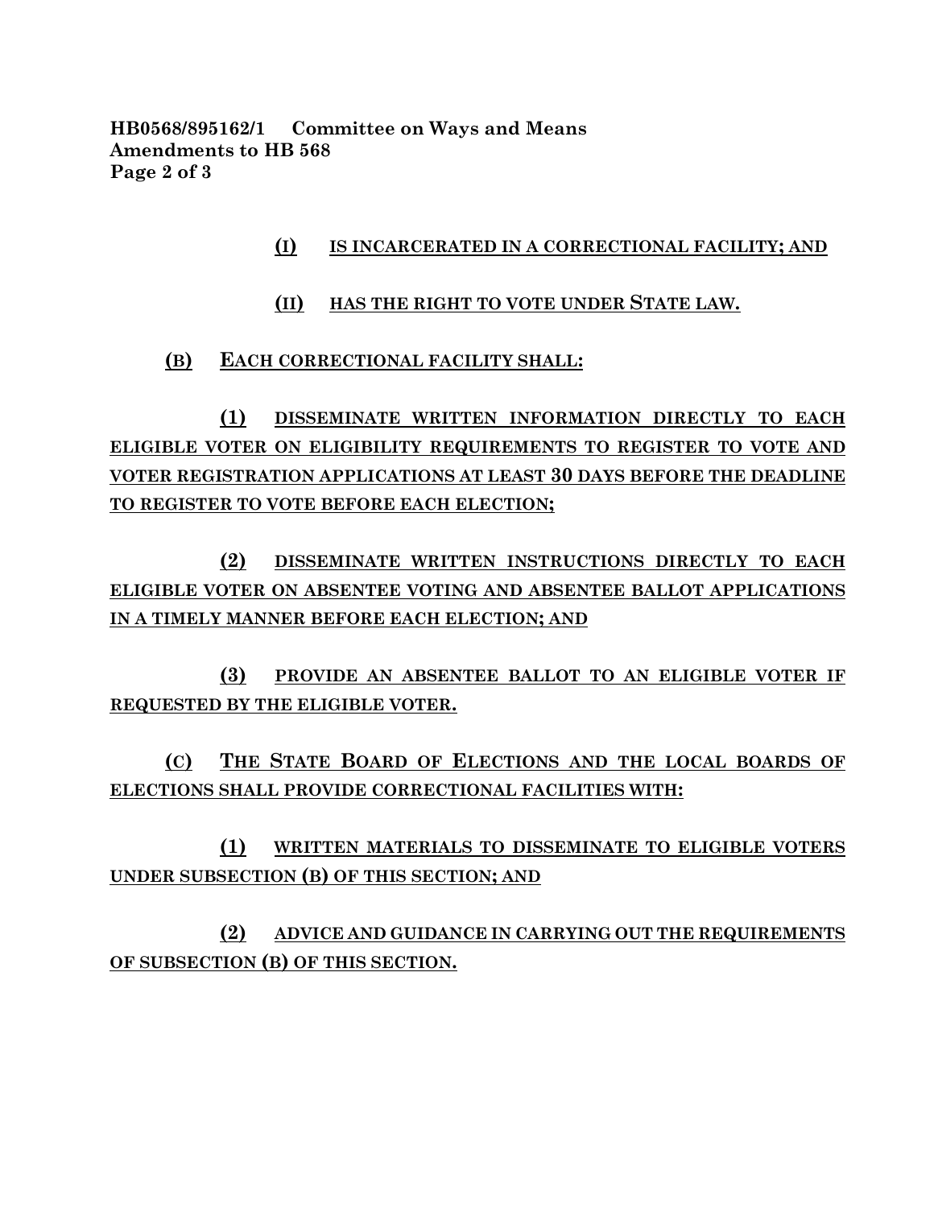HB0568/895162/1 Committee on Ways and Means
Amendments to HB 568

(I) IS INCARCERATED IN A CORRECTIONAL FACILITY; AND

(II) HAS THE RIGHT TO VOTE UNDER STATE LAW.

(B) EACH CORRECTIONAL FACILITY SHALL:

(1) DISSEMINATE WRITTEN INFORMATION DIRECTLY TO EACH ELIGIBLE VOTER ON ELIGIBILITY REQUIREMENTS TO REGISTER TO VOTE AND VOTER REGISTRATION APPLICATIONS AT LEAST 30 DAYS BEFORE THE DEADLINE TO REGISTER TO VOTE BEFORE EACH ELECTION;

(2) DISSEMINATE WRITTEN INSTRUCTIONS DIRECTLY TO EACH ELIGIBLE VOTER ON ABSENTEE VOTING AND ABSENTEE BALLOT APPLICATIONS IN A TIMELY MANNER BEFORE EACH ELECTION; AND

(3) PROVIDE AN ABSENTEE BALLOT TO AN ELIGIBLE VOTER IF REQUESTED BY THE ELIGIBLE VOTER.

(C) THE STATE BOARD OF ELECTIONS AND THE LOCAL BOARDS OF ELECTIONS SHALL PROVIDE CORRECTIONAL FACILITIES WITH:

(1) WRITTEN MATERIALS TO DISSEMINATE TO ELIGIBLE VOTERS UNDER SUBSECTION (B) OF THIS SECTION; AND

(2) ADVICE AND GUIDANCE IN CARRYING OUT THE REQUIREMENTS OF SUBSECTION (B) OF THIS SECTION.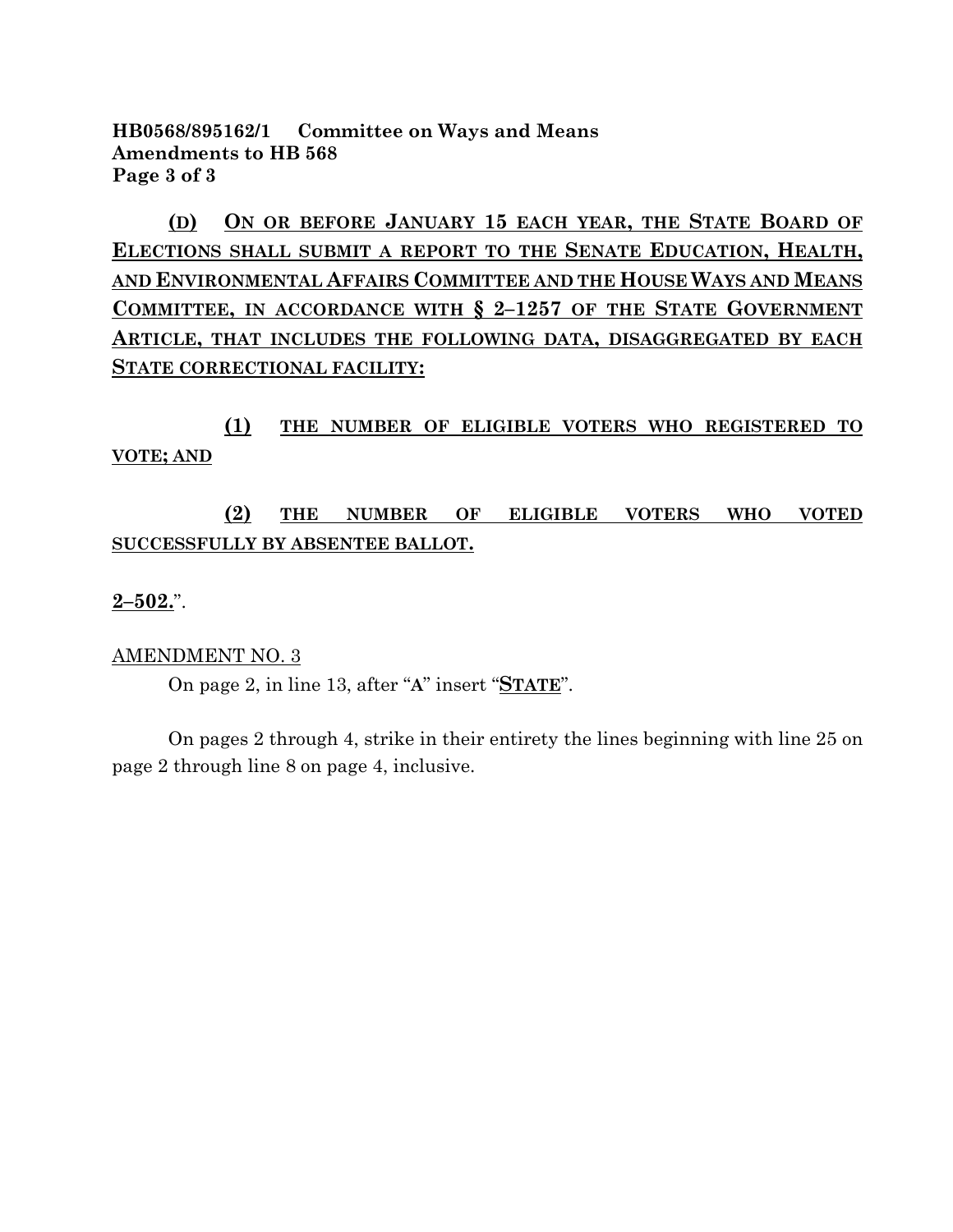(D) ON OR BEFORE JANUARY 15 EACH YEAR, THE STATE BOARD OF ELECTIONS SHALL SUBMIT A REPORT TO THE SENATE EDUCATION, HEALTH, AND ENVIRONMENTAL AFFAIRS COMMITTEE AND THE HOUSE WAYS AND MEANS COMMITTEE, IN ACCORDANCE WITH § 2–1257 OF THE STATE GOVERNMENT ARTICLE, THAT INCLUDES THE FOLLOWING DATA, DISAGGREGATED BY EACH STATE CORRECTIONAL FACILITY:

(1) THE NUMBER OF ELIGIBLE VOTERS WHO REGISTERED TO VOTE; AND

(2) THE NUMBER OF ELIGIBLE VOTERS WHO VOTED SUCCESSFULLY BY ABSENTEE BALLOT.

**2–502.**".

AMENDMENT NO. 3

On page 2, in line 13, after "A" insert "**STATE**".

On pages 2 through 4, strike in their entirety the lines beginning with line 25 on page 2 through line 8 on page 4, inclusive.